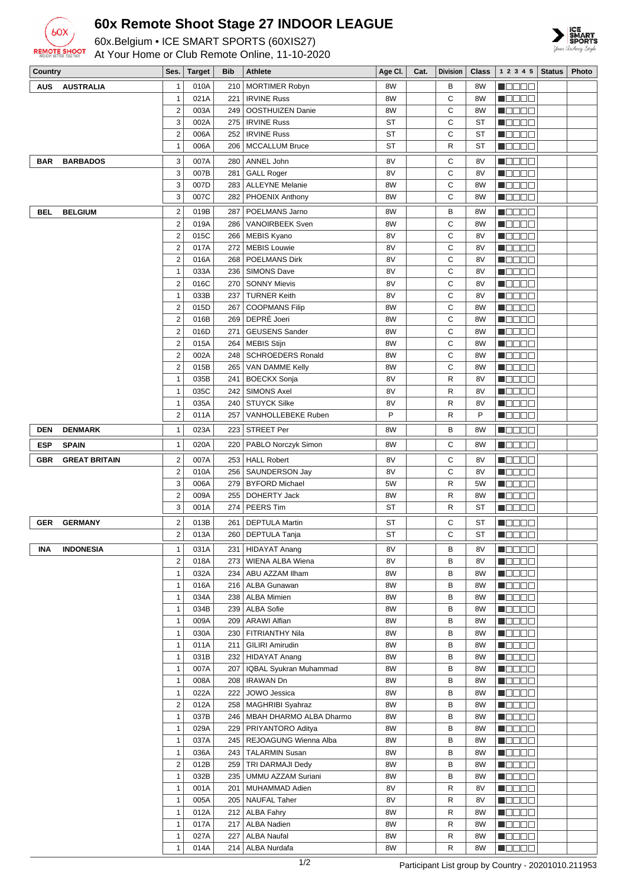# 60x Remote Shoot Stage 27 INDOOR LEAGUE

60x.Belgium • ICE SMART SPORTS (60XIS27)

At Your Home or Club Remote Online, 11-10-2020

| Country | Ses. | Target | Bib | Athlete | Age Cl. | Cat. | Division | Class | 1 2 3 4 5 | Status | Photo |
|---|---|---|---|---|---|---|---|---|---|---|---|
| AUS AUSTRALIA | 1 | 010A | 210 | MORTIMER Robyn | 8W | | B | 8W | ■□□□□ | | |
| | 1 | 021A | 221 | IRVINE Russ | 8W | | C | 8W | ■□□□□ | | |
| | 2 | 003A | 249 | OOSTHUIZEN Danie | 8W | | C | 8W | ■□□□□ | | |
| | 3 | 002A | 275 | IRVINE Russ | ST | | C | ST | ■□□□□ | | |
| | 2 | 006A | 252 | IRVINE Russ | ST | | C | ST | ■□□□□ | | |
| | 1 | 006A | 206 | MCCALLUM Bruce | ST | | R | ST | ■□□□□ | | |
| BAR BARBADOS | 3 | 007A | 280 | ANNEL John | 8V | | C | 8V | ■□□□□ | | |
| | 3 | 007B | 281 | GALL Roger | 8V | | C | 8V | ■□□□□ | | |
| | 3 | 007D | 283 | ALLEYNE Melanie | 8W | | C | 8W | ■□□□□ | | |
| | 3 | 007C | 282 | PHOENIX Anthony | 8W | | C | 8W | ■□□□□ | | |
| BEL BELGIUM | 2 | 019B | 287 | POELMANS Jarno | 8W | | B | 8W | ■□□□□ | | |
| | 2 | 019A | 286 | VANOIRBEEK Sven | 8W | | C | 8W | ■□□□□ | | |
| | 2 | 015C | 266 | MEBIS Kyano | 8V | | C | 8V | ■□□□□ | | |
| | 2 | 017A | 272 | MEBIS Louwie | 8V | | C | 8V | ■□□□□ | | |
| | 2 | 016A | 268 | POELMANS Dirk | 8V | | C | 8V | ■□□□□ | | |
| | 1 | 033A | 236 | SIMONS Dave | 8V | | C | 8V | ■□□□□ | | |
| | 2 | 016C | 270 | SONNY Mievis | 8V | | C | 8V | ■□□□□ | | |
| | 1 | 033B | 237 | TURNER Keith | 8V | | C | 8V | ■□□□□ | | |
| | 2 | 015D | 267 | COOPMANS Filip | 8W | | C | 8W | ■□□□□ | | |
| | 2 | 016B | 269 | DEPRÉ Joeri | 8W | | C | 8W | ■□□□□ | | |
| | 2 | 016D | 271 | GEUSENS Sander | 8W | | C | 8W | ■□□□□ | | |
| | 2 | 015A | 264 | MEBIS Stijn | 8W | | C | 8W | ■□□□□ | | |
| | 2 | 002A | 248 | SCHROEDERS Ronald | 8W | | C | 8W | ■□□□□ | | |
| | 2 | 015B | 265 | VAN DAMME Kelly | 8W | | C | 8W | ■□□□□ | | |
| | 1 | 035B | 241 | BOECKX Sonja | 8V | | R | 8V | ■□□□□ | | |
| | 1 | 035C | 242 | SIMONS Axel | 8V | | R | 8V | ■□□□□ | | |
| | 1 | 035A | 240 | STUYCK Silke | 8V | | R | 8V | ■□□□□ | | |
| | 2 | 011A | 257 | VANHOLLEBEKE Ruben | P | | R | P | ■□□□□ | | |
| DEN DENMARK | 1 | 023A | 223 | STREET Per | 8W | | B | 8W | ■□□□□ | | |
| ESP SPAIN | 1 | 020A | 220 | PABLO Norczyk Simon | 8W | | C | 8W | ■□□□□ | | |
| GBR GREAT BRITAIN | 2 | 007A | 253 | HALL Robert | 8V | | C | 8V | ■□□□□ | | |
| | 2 | 010A | 256 | SAUNDERSON Jay | 8V | | C | 8V | ■□□□□ | | |
| | 3 | 006A | 279 | BYFORD Michael | 5W | | R | 5W | ■□□□□ | | |
| | 2 | 009A | 255 | DOHERTY Jack | 8W | | R | 8W | ■□□□□ | | |
| | 3 | 001A | 274 | PEERS Tim | ST | | R | ST | ■□□□□ | | |
| GER GERMANY | 2 | 013B | 261 | DEPTULA Martin | ST | | C | ST | ■□□□□ | | |
| | 2 | 013A | 260 | DEPTULA Tanja | ST | | C | ST | ■□□□□ | | |
| INA INDONESIA | 1 | 031A | 231 | HIDAYAT Anang | 8V | | B | 8V | ■□□□□ | | |
| | 2 | 018A | 273 | WIENA ALBA Wiena | 8V | | B | 8V | ■□□□□ | | |
| | 1 | 032A | 234 | ABU AZZAM Ilham | 8W | | B | 8W | ■□□□□ | | |
| | 1 | 016A | 216 | ALBA Gunawan | 8W | | B | 8W | ■□□□□ | | |
| | 1 | 034A | 238 | ALBA Mimien | 8W | | B | 8W | ■□□□□ | | |
| | 1 | 034B | 239 | ALBA Sofie | 8W | | B | 8W | ■□□□□ | | |
| | 1 | 009A | 209 | ARAWI Alfian | 8W | | B | 8W | ■□□□□ | | |
| | 1 | 030A | 230 | FITRIANTHY Nila | 8W | | B | 8W | ■□□□□ | | |
| | 1 | 011A | 211 | GILIRI Amirudin | 8W | | B | 8W | ■□□□□ | | |
| | 1 | 031B | 232 | HIDAYAT Anang | 8W | | B | 8W | ■□□□□ | | |
| | 1 | 007A | 207 | IQBAL Syukran Muhammad | 8W | | B | 8W | ■□□□□ | | |
| | 1 | 008A | 208 | IRAWAN Dn | 8W | | B | 8W | ■□□□□ | | |
| | 1 | 022A | 222 | JOWO Jessica | 8W | | B | 8W | ■□□□□ | | |
| | 2 | 012A | 258 | MAGHRIBI Syahraz | 8W | | B | 8W | ■□□□□ | | |
| | 1 | 037B | 246 | MBAH DHARMO ALBA Dharmo | 8W | | B | 8W | ■□□□□ | | |
| | 1 | 029A | 229 | PRIYANTORO Aditya | 8W | | B | 8W | ■□□□□ | | |
| | 1 | 037A | 245 | REJOAGUNG Wienna Alba | 8W | | B | 8W | ■□□□□ | | |
| | 1 | 036A | 243 | TALARMIN Susan | 8W | | B | 8W | ■□□□□ | | |
| | 2 | 012B | 259 | TRI DARMAJI Dedy | 8W | | B | 8W | ■□□□□ | | |
| | 1 | 032B | 235 | UMMU AZZAM Suriani | 8W | | B | 8W | ■□□□□ | | |
| | 1 | 001A | 201 | MUHAMMAD Adien | 8V | | R | 8V | ■□□□□ | | |
| | 1 | 005A | 205 | NAUFAL Taher | 8V | | R | 8V | ■□□□□ | | |
| | 1 | 012A | 212 | ALBA Fahry | 8W | | R | 8W | ■□□□□ | | |
| | 1 | 017A | 217 | ALBA Nadien | 8W | | R | 8W | ■□□□□ | | |
| | 1 | 027A | 227 | ALBA Naufal | 8W | | R | 8W | ■□□□□ | | |
| | 1 | 014A | 214 | ALBA Nurdafa | 8W | | R | 8W | ■□□□□ | | |

Participant List group by Country - 20201010.211953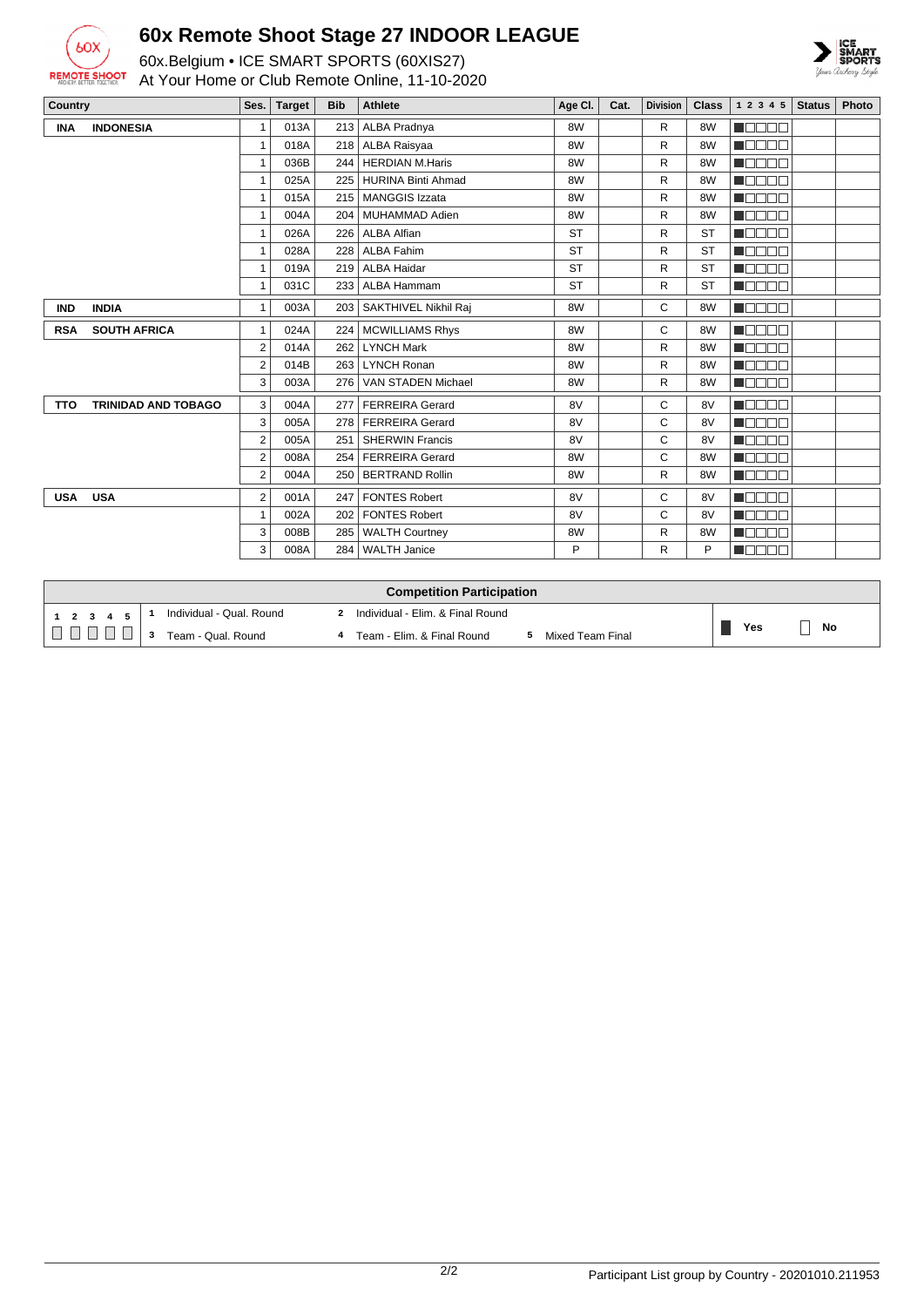# 60x Remote Shoot Stage 27 INDOOR LEAGUE

60x.Belgium • ICE SMART SPORTS (60XIS27)

At Your Home or Club Remote Online, 11-10-2020

| Country | | Ses. | Target | Bib | Athlete | Age Cl. | Cat. | Division | Class | 1 2 3 4 5 | Status | Photo |
|---|---|---|---|---|---|---|---|---|---|---|---|---|
| INA | INDONESIA | 1 | 013A | 213 | ALBA Pradnya | 8W | | R | 8W | ■□□□□ | | |
| | | 1 | 018A | 218 | ALBA Raisyaa | 8W | | R | 8W | ■□□□□ | | |
| | | 1 | 036B | 244 | HERDIAN M.Haris | 8W | | R | 8W | ■□□□□ | | |
| | | 1 | 025A | 225 | HURINA Binti Ahmad | 8W | | R | 8W | ■□□□□ | | |
| | | 1 | 015A | 215 | MANGGIS Izzata | 8W | | R | 8W | ■□□□□ | | |
| | | 1 | 004A | 204 | MUHAMMAD Adien | 8W | | R | 8W | ■□□□□ | | |
| | | 1 | 026A | 226 | ALBA Alfian | ST | | R | ST | ■□□□□ | | |
| | | 1 | 028A | 228 | ALBA Fahim | ST | | R | ST | ■□□□□ | | |
| | | 1 | 019A | 219 | ALBA Haidar | ST | | R | ST | ■□□□□ | | |
| | | 1 | 031C | 233 | ALBA Hammam | ST | | R | ST | ■□□□□ | | |
| IND | INDIA | 1 | 003A | 203 | SAKTHIVEL Nikhil Raj | 8W | | C | 8W | ■□□□□ | | |
| RSA | SOUTH AFRICA | 1 | 024A | 224 | MCWILLIAMS Rhys | 8W | | C | 8W | ■□□□□ | | |
| | | 2 | 014A | 262 | LYNCH Mark | 8W | | R | 8W | ■□□□□ | | |
| | | 2 | 014B | 263 | LYNCH Ronan | 8W | | R | 8W | ■□□□□ | | |
| | | 3 | 003A | 276 | VAN STADEN Michael | 8W | | R | 8W | ■□□□□ | | |
| TTO | TRINIDAD AND TOBAGO | 3 | 004A | 277 | FERREIRA Gerard | 8V | | C | 8V | ■□□□□ | | |
| | | 3 | 005A | 278 | FERREIRA Gerard | 8V | | C | 8V | ■□□□□ | | |
| | | 2 | 005A | 251 | SHERWIN Francis | 8V | | C | 8V | ■□□□□ | | |
| | | 2 | 008A | 254 | FERREIRA Gerard | 8W | | C | 8W | ■□□□□ | | |
| | | 2 | 004A | 250 | BERTRAND Rollin | 8W | | R | 8W | ■□□□□ | | |
| USA | USA | 2 | 001A | 247 | FONTES Robert | 8V | | C | 8V | ■□□□□ | | |
| | | 1 | 002A | 202 | FONTES Robert | 8V | | C | 8V | ■□□□□ | | |
| | | 3 | 008B | 285 | WALTH Courtney | 8W | | R | 8W | ■□□□□ | | |
| | | 3 | 008A | 284 | WALTH Janice | P | | R | P | ■□□□□ | | |

**Competition Participation**

1 2 3 4 5

1 Individual - Qual. Round
2 Individual - Elim. & Final Round
3 Team - Qual. Round
4 Team - Elim. & Final Round
5 Mixed Team Final

■ Yes □ No

Participant List group by Country - 20201010.211953